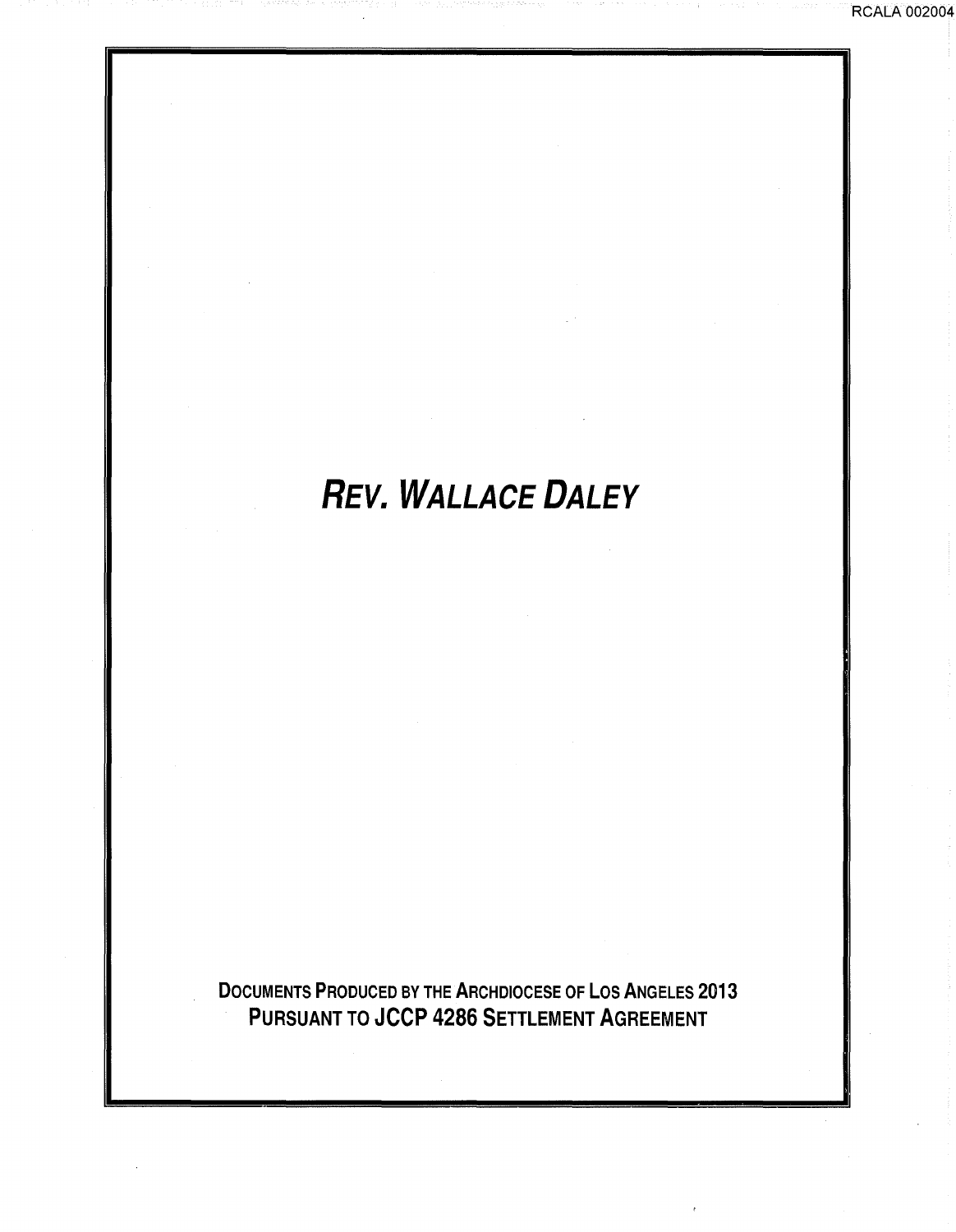RCALA 002004

# *REV. WALLACE DALEY*

**DOCUMENTS PRODUCED BY THE ARCHDIOCESE OF LOS ANGELES 2013**
**PURSUANT TO JCCP 4286 SETTLEMENT AGREEMENT**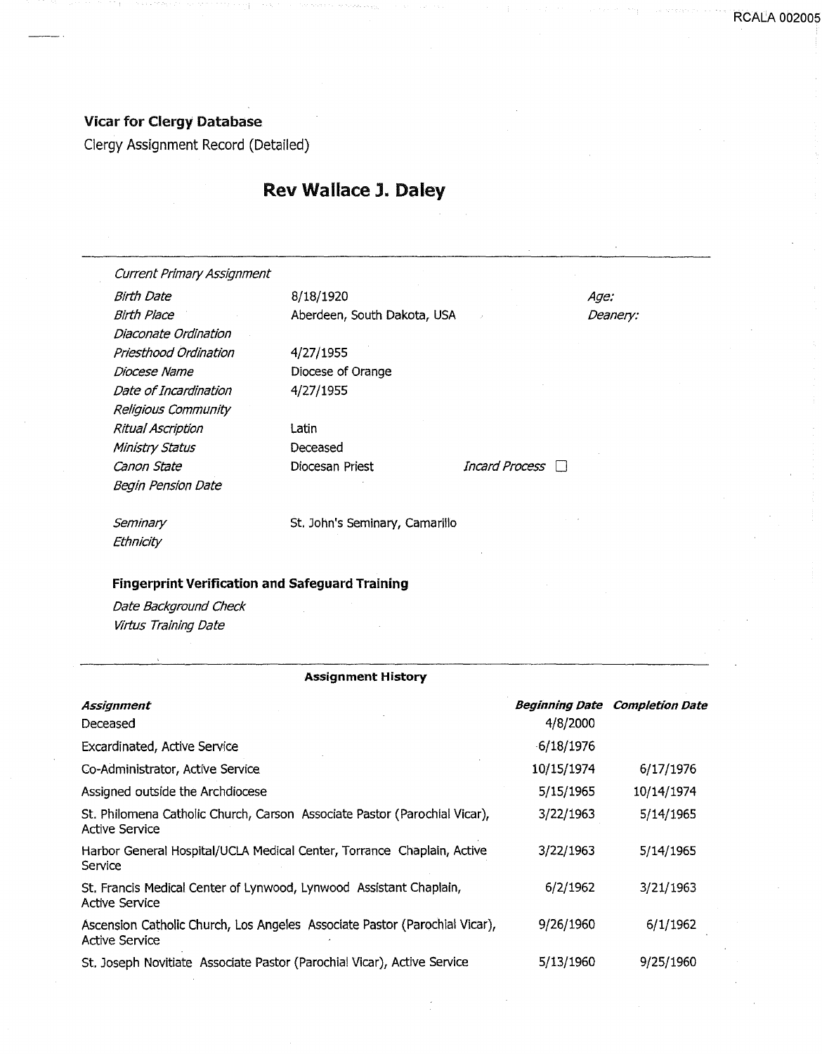**Vicar for Clergy Database**

Clergy Assignment Record (Detailed)

## Rev Wallace J. Daley

| | | | |
|---|---|---|---|
| *Current Primary Assignment* | | | |
| *Birth Date* | 8/18/1920 | | *Age:* |
| *Birth Place* | Aberdeen, South Dakota, USA | | *Deanery:* |
| *Diaconate Ordination* | | | |
| *Priesthood Ordination* | 4/27/1955 | | |
| *Diocese Name* | Diocese of Orange | | |
| *Date of Incardination* | 4/27/1955 | | |
| *Religious Community* | | | |
| *Ritual Ascription* | Latin | | |
| *Ministry Status* | Deceased | | |
| *Canon State* | Diocesan Priest | *Incard Process* ☐ | |
| *Begin Pension Date* | | | |
| *Seminary* | St. John's Seminary, Camarillo | | |
| *Ethnicity* | | | |

**Fingerprint Verification and Safeguard Training**

*Date Background Check*

*Virtus Training Date*

**Assignment History**

| *Assignment* | *Beginning Date* | *Completion Date* |
|---|---|---|
| Deceased | 4/8/2000 | |
| Excardinated, Active Service | 6/18/1976 | |
| Co-Administrator, Active Service | 10/15/1974 | 6/17/1976 |
| Assigned outside the Archdiocese | 5/15/1965 | 10/14/1974 |
| St. Philomena Catholic Church, Carson Associate Pastor (Parochial Vicar), Active Service | 3/22/1963 | 5/14/1965 |
| Harbor General Hospital/UCLA Medical Center, Torrance Chaplain, Active Service | 3/22/1963 | 5/14/1965 |
| St. Francis Medical Center of Lynwood, Lynwood Assistant Chaplain, Active Service | 6/2/1962 | 3/21/1963 |
| Ascension Catholic Church, Los Angeles Associate Pastor (Parochial Vicar), Active Service | 9/26/1960 | 6/1/1962 |
| St. Joseph Novitiate Associate Pastor (Parochial Vicar), Active Service | 5/13/1960 | 9/25/1960 |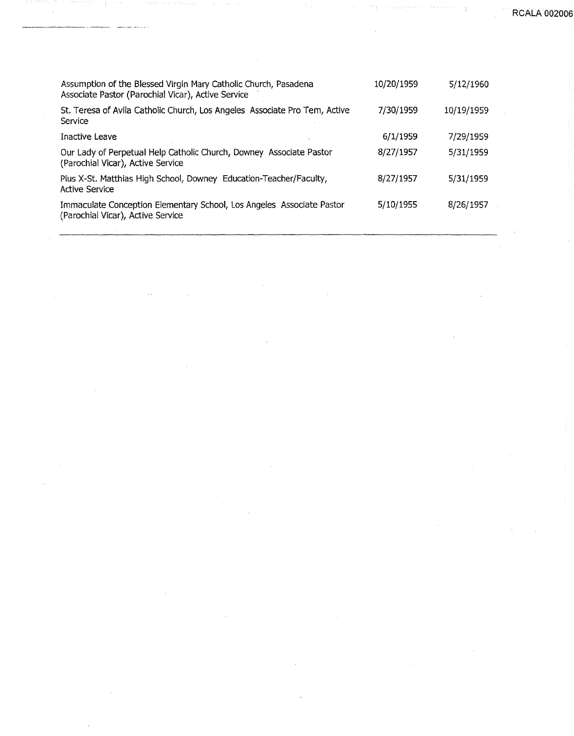| | | |
|---|---|---|
| Assumption of the Blessed Virgin Mary Catholic Church, Pasadena Associate Pastor (Parochial Vicar), Active Service | 10/20/1959 | 5/12/1960 |
| St. Teresa of Avila Catholic Church, Los Angeles Associate Pro Tem, Active Service | 7/30/1959 | 10/19/1959 |
| Inactive Leave | 6/1/1959 | 7/29/1959 |
| Our Lady of Perpetual Help Catholic Church, Downey Associate Pastor (Parochial Vicar), Active Service | 8/27/1957 | 5/31/1959 |
| Pius X-St. Matthias High School, Downey Education-Teacher/Faculty, Active Service | 8/27/1957 | 5/31/1959 |
| Immaculate Conception Elementary School, Los Angeles Associate Pastor (Parochial Vicar), Active Service | 5/10/1955 | 8/26/1957 |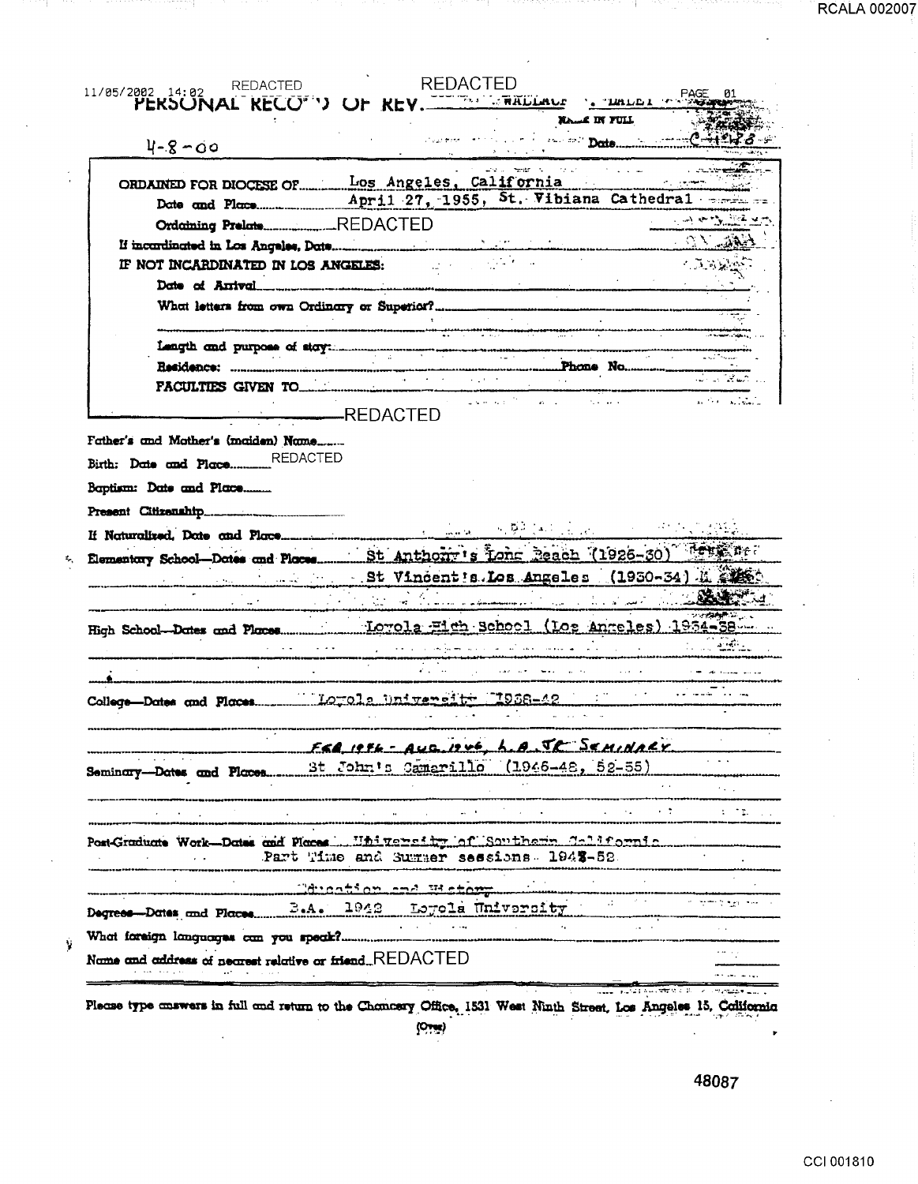11/05/2002 14:02 REDACTED

# PERSONAL RECORD OF REV. REDACTED WALLACE . DALEY

NAME IN FULL

4-8-00

Date C-11-48

ORDAINED FOR DIOCESE OF Los Angeles, California

Date and Place April 27, 1955, St. Vibiana Cathedral

Ordaining Prelate REDACTED

If incardinated in Los Angeles, Date

IF NOT INCARDINATED IN LOS ANGELES:

Date of Arrival

What letters from own Ordinary or Superior?

Length and purpose of stay:

Residence: Phone No.

FACULTIES GIVEN TO

REDACTED

Father's and Mother's (maiden) Name

Birth: Date and Place REDACTED

Baptism: Date and Place

Present Citizenship

If Naturalized, Date and Place

Elementary School—Dates and Places St Anthony's Long Beach (1926-30)

St Vincent's Los Angeles (1930-34)

High School—Dates and Places Loyola High School (Los Angeles) 1934-38

College—Dates and Places Loyola University 1938-42

FEB 1946 - AUG 1946, L.A. JR SEMINARY

Seminary—Dates and Places St John's Camarillo (1946-48, 52-55)

Post-Graduate Work—Dates and Places University of Southern California

Part Time and Summer sessions 1948-52

Education and History

Degrees—Dates and Places B.A. 1942 Loyola University

What foreign languages can you speak?

Name and address of nearest relative or friend REDACTED

Please type answers in full and return to the Chancery Office, 1531 West Ninth Street, Los Angeles 15, California

(Over)

48087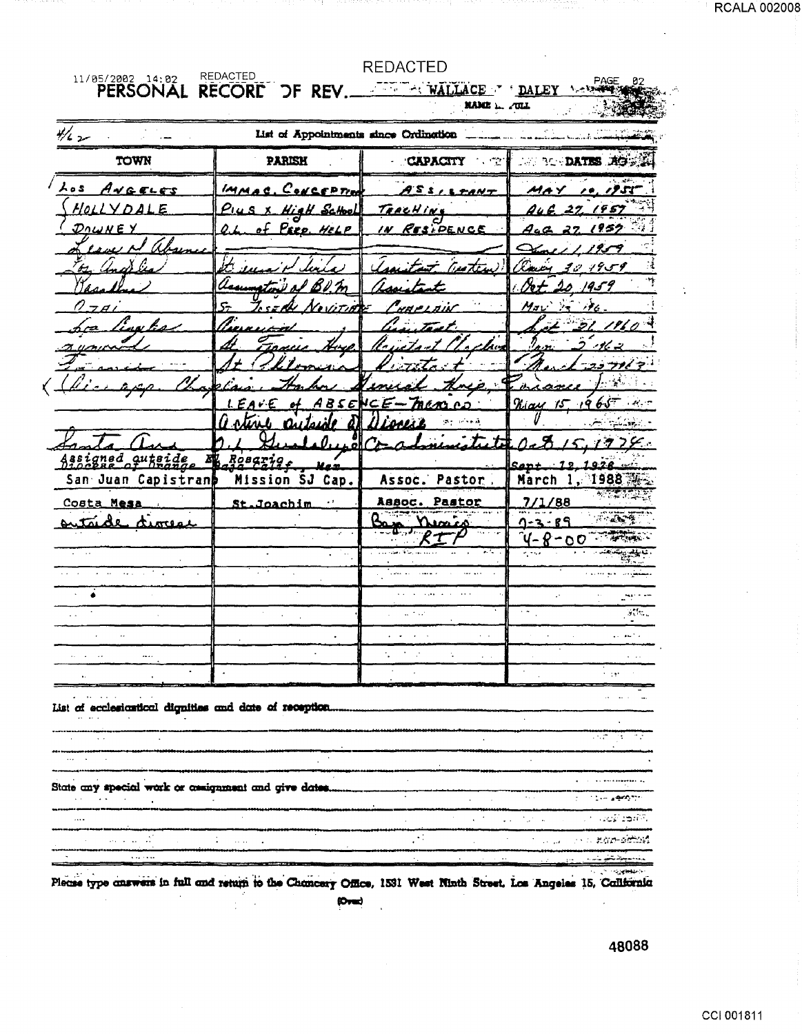REDACTED

11/05/2002 14:02 REDACTED PAGE 02

# PERSONAL RECORD OF REV. WALLACE DALEY

NAME IN FULL

4/62

List of Appointments since Ordination

| TOWN | PARISH | CAPACITY | DATES AO |
|---|---|---|---|
| Los Angeles | Immac. Conception | Assistant | May 10, 1955 |
| Hollydale | Pius X High School | Teaching | Aug 27, 1957 |
| Downey | O.L. of Perp. Help | in Residence | Aug 27 1957 |
| Leave of Absence | | | June 1, 1959 |
| Los Angeles | St. Vincent de Paul | Assistant (Pastor) | Oct 30 1959 |
| Pasadena | Assumption of B.V.M. | Assistant | Oct 20, 1959 |
| Ojai | St. Joseph Novitiate | Chaplain | May 1960 |
| Los Angeles | Visitation | Assistant | Sept 21 1960 |
| Lynwood | St. Francis Hosp. | Assistant Chaplain | Jan 2 1962 |
| Torrance | St. Philomena | Assistant | March 29 1963 |
| (Also app. Chaplain, Harbor General Hosp., Torrance) | | | |
| | LEAVE of ABSENCE - Mexico | | May 15, 1965 |
| | Active outside of Diocese | | |
| Santa Ana | O.L. Guadalupe | Co-administrator | Oct 15, 1974 |
| Assigned outside Diocese of Orange | El Rosario Baja Calif., Mex. | | Sept 12, 1976 |
| San Juan Capistrano | Mission SJ Cap. | Assoc. Pastor | March 1, 1988 |
| Costa Mesa | St. Joachim | Assoc. Pastor | 7/1/88 |
| outside diocese | | Baja, Mexico | 7-3-89 |
| | | RIP | 4-8-00 |

List of ecclesiastical dignities and date of reception

State any special work or assignment and give dates

Please type answers in full and return to the Chancery Office, 1531 West Ninth Street, Los Angeles 15, California

(Over)

48088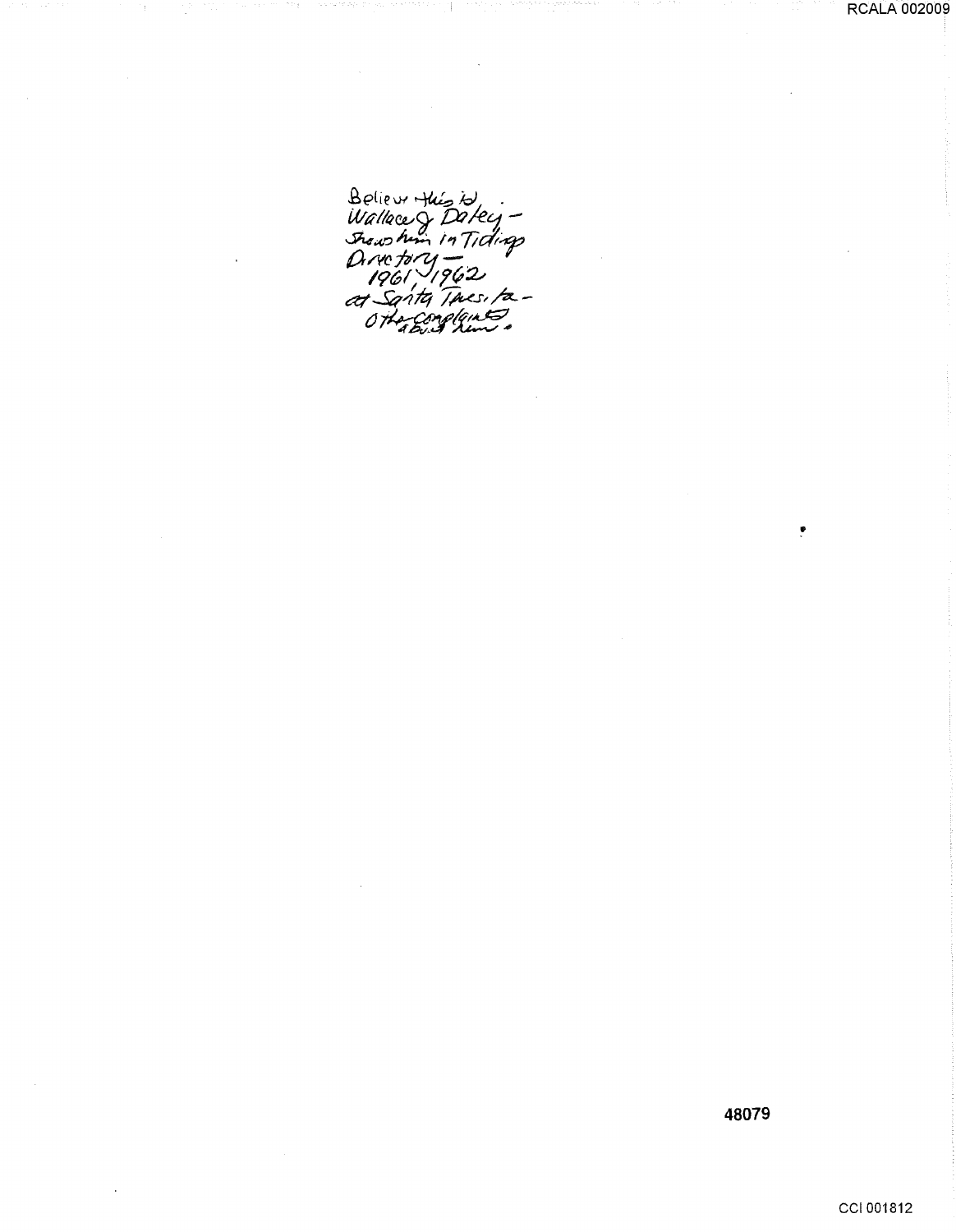Believe this is
Wallace J Daley -
Shows him in Tidings
Directory -
1961, 1962
at Santa Theresa -
Other complaints
about him.

48079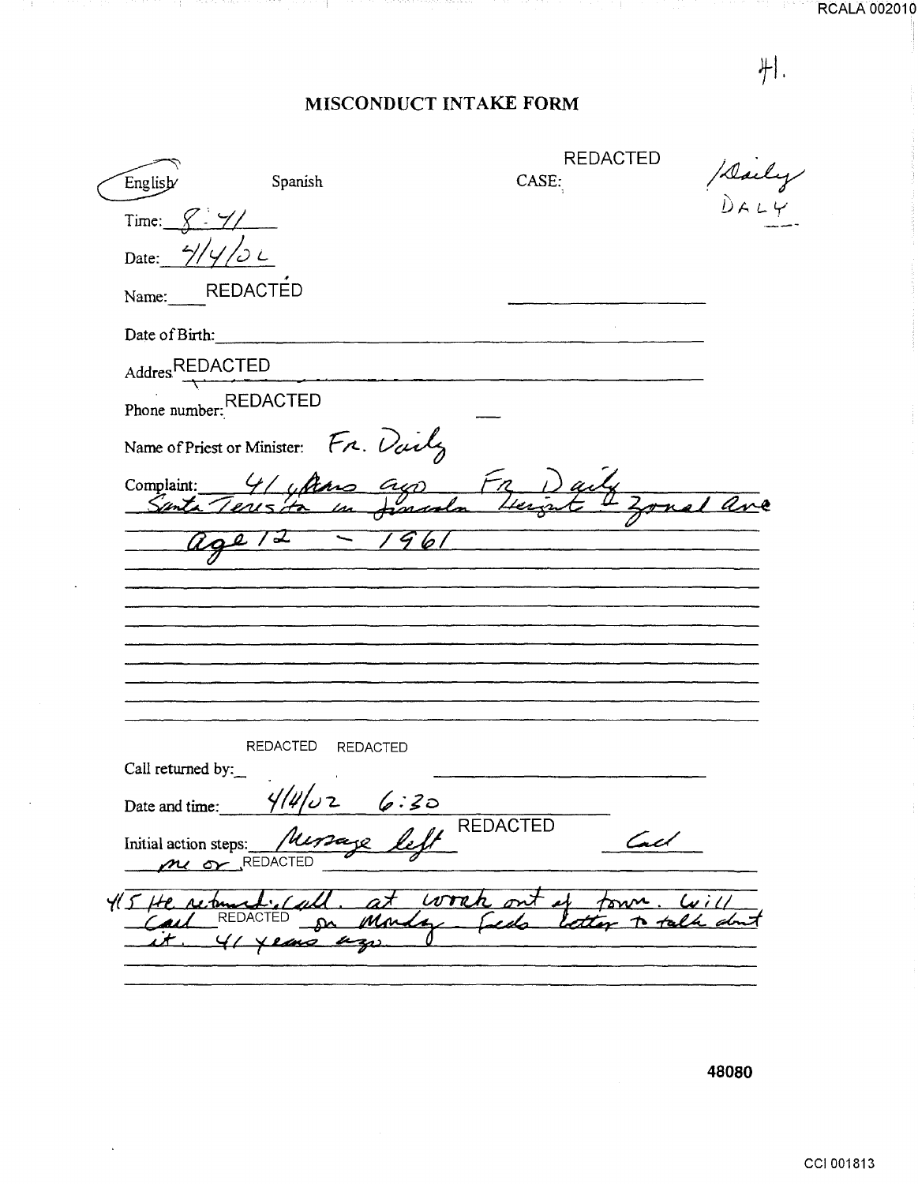#1.

# MISCONDUCT INTAKE FORM

English / Spanish (English circled)

CASE: REDACTED

/Daily
DALY

Time: 8:41

Date: 4/4/02

Name: REDACTED

Date of Birth:

Address: REDACTED

Phone number: REDACTED

Name of Priest or Minister: Fr. Daily

Complaint: 41 years ago Fr Daily Santa Teresita in Lincoln Heights & Zonal Ave age 12 – 1961

Call returned by: REDACTED REDACTED

Date and time: 4/4/02 6:30

Initial action steps: Message left REDACTED Call me or REDACTED

4/5 He returned call. at work out of town. Will call REDACTED on Monday. Feels better to talk about it. 41 years ago.

48080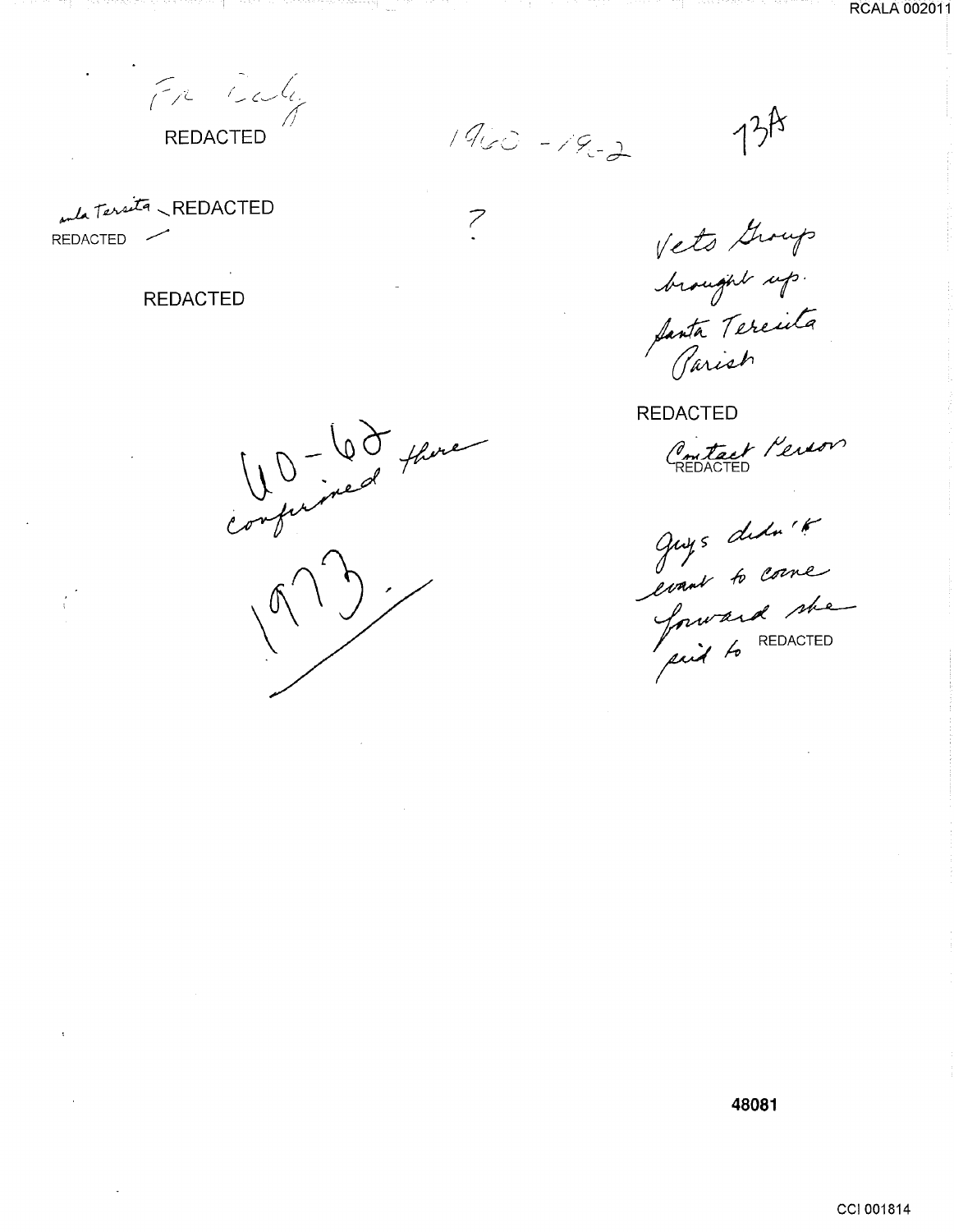Fr. Daly
REDACTED

1960 - 1962

13A

Santa Teresita REDACTED
REDACTED

?

REDACTED

Vets Group brought up. Santa Teresita Parish

REDACTED

Contact Person REDACTED

60-62 confirmed there

1973.

Guys didn't want to come forward she said to REDACTED

48081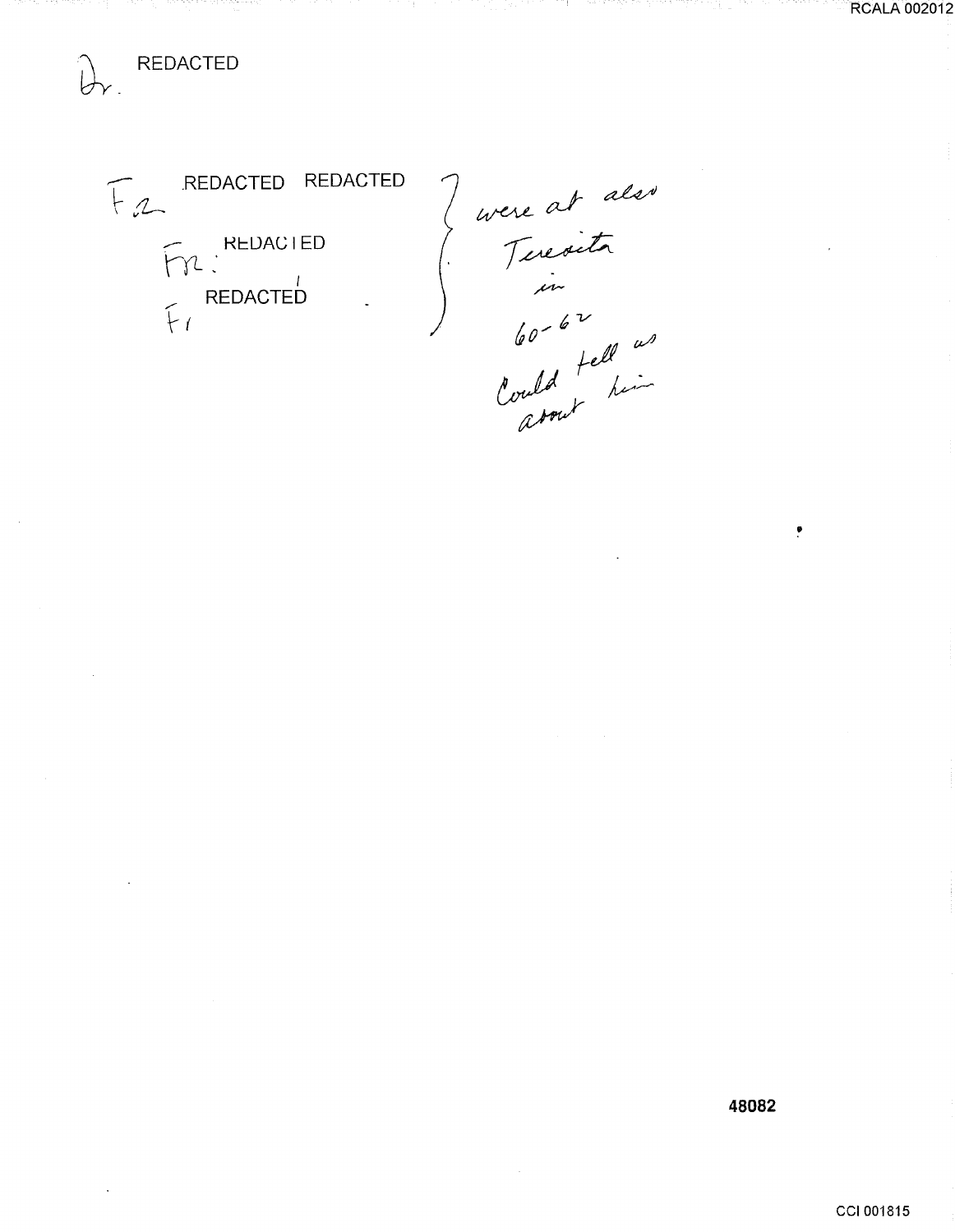Dr. REDACTED

Fr. REDACTED REDACTED

Fr.: REDACTED

Fr. REDACTED

} were at also Teresita in 60-62 Could tell us about him

48082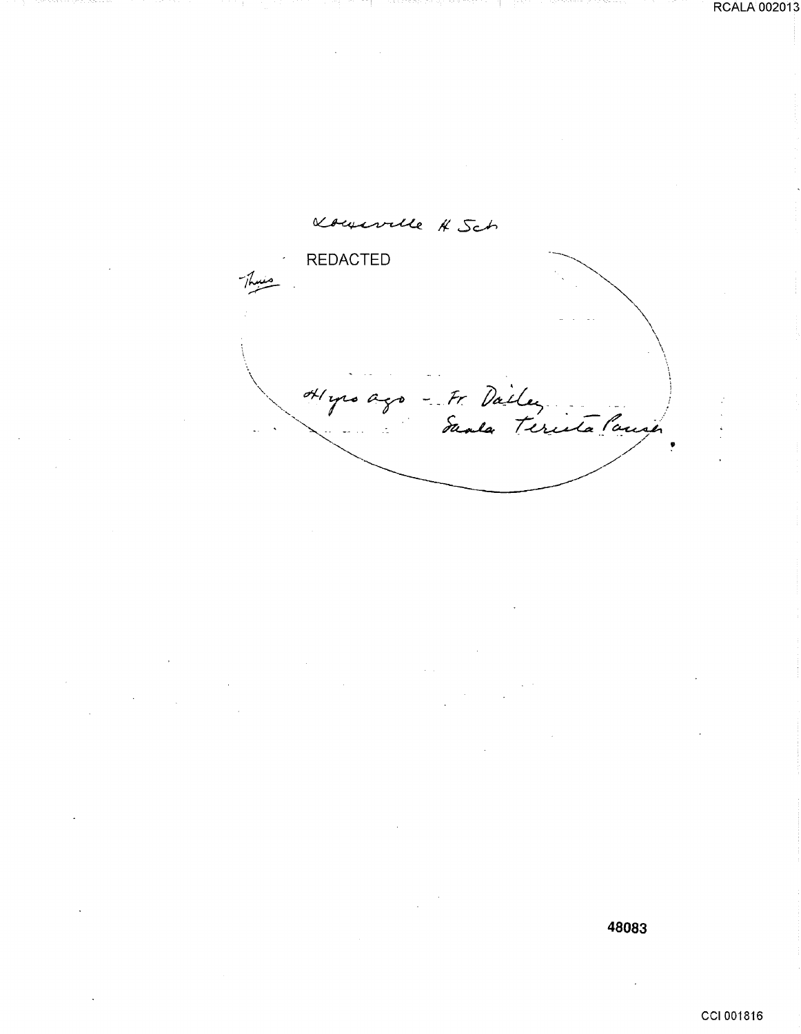Louisville H Sch

REDACTED

Thus

41 yrs ago - Fr. Dailey
Santa Teresita Parish

48083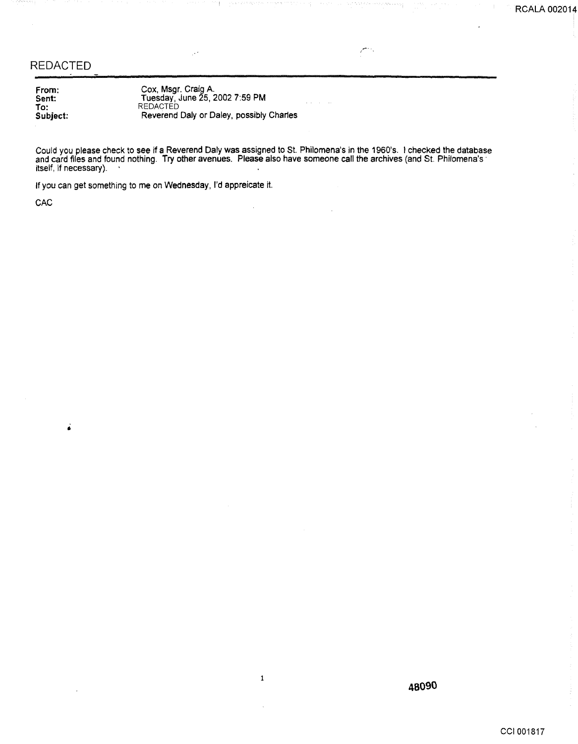REDACTED

**From:** Cox, Msgr. Craig A.
**Sent:** Tuesday, June 25, 2002 7:59 PM
**To:** REDACTED
**Subject:** Reverend Daly or Daley, possibly Charles

Could you please check to see if a Reverend Daly was assigned to St. Philomena's in the 1960's. I checked the database and card files and found nothing. Try other avenues. Please also have someone call the archives (and St. Philomena's itself, if necessary).

If you can get something to me on Wednesday, I'd appreicate it.

CAC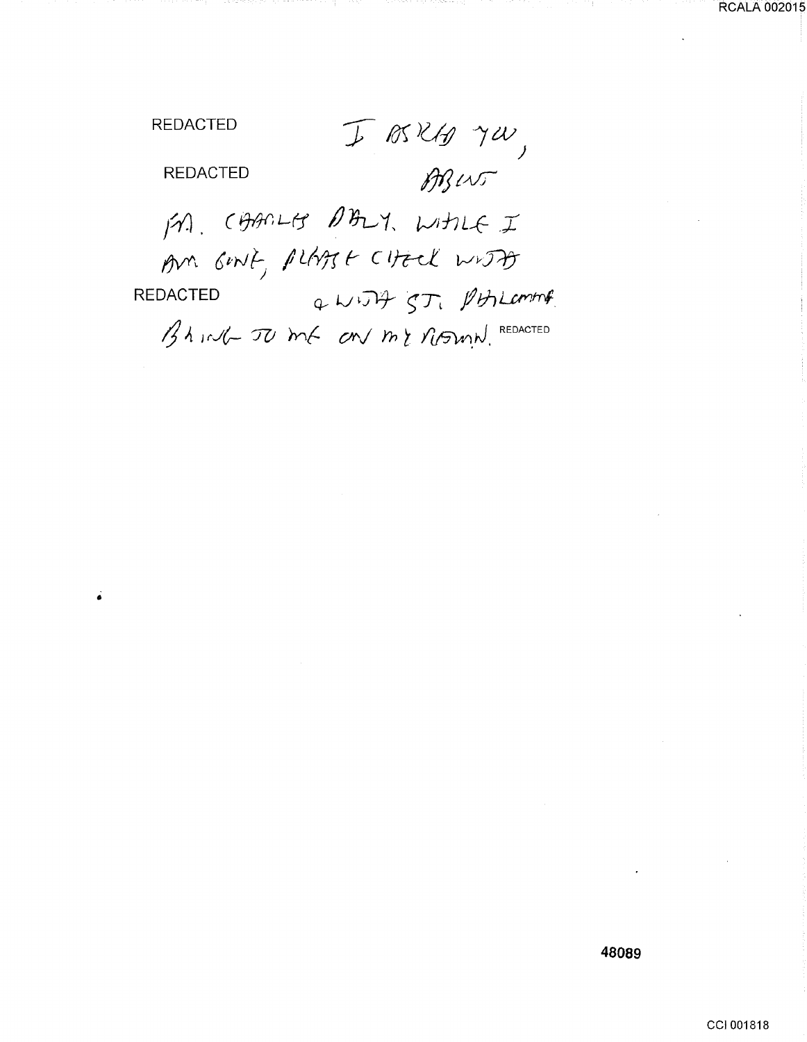REDACTED I ASKED YOU,

REDACTED ABOUT

FR. CHARLES DALY. WHILE I AM GONE, PLEASE CHECK WITH

REDACTED & WITH ST. PHILOMENA

BRING TO ME ON MY RETURN. REDACTED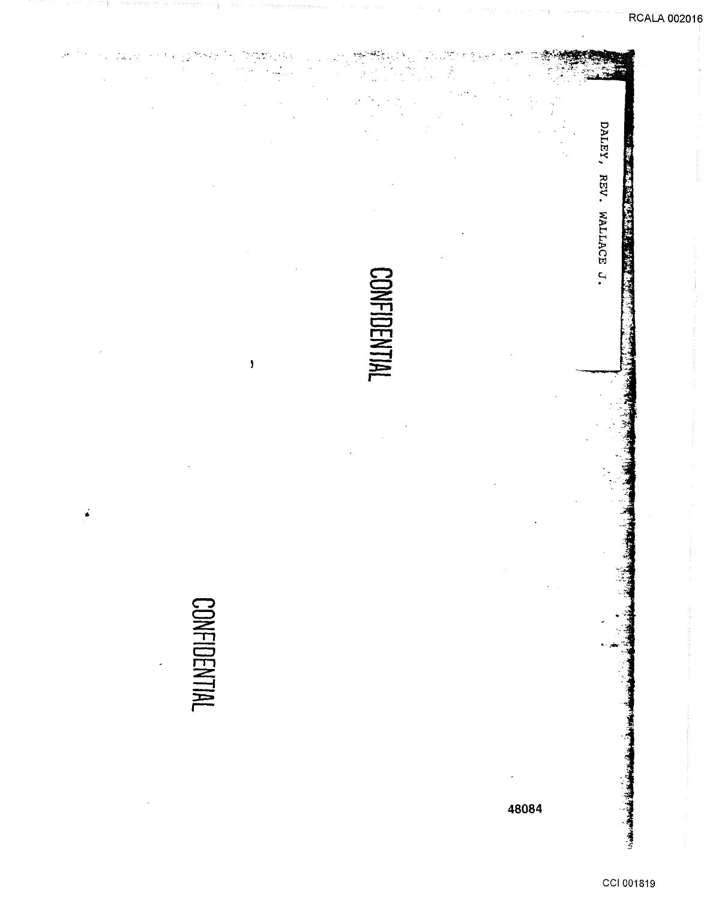DALEY, REV. WALLACE J.

CONFIDENTIAL

CONFIDENTIAL

48084